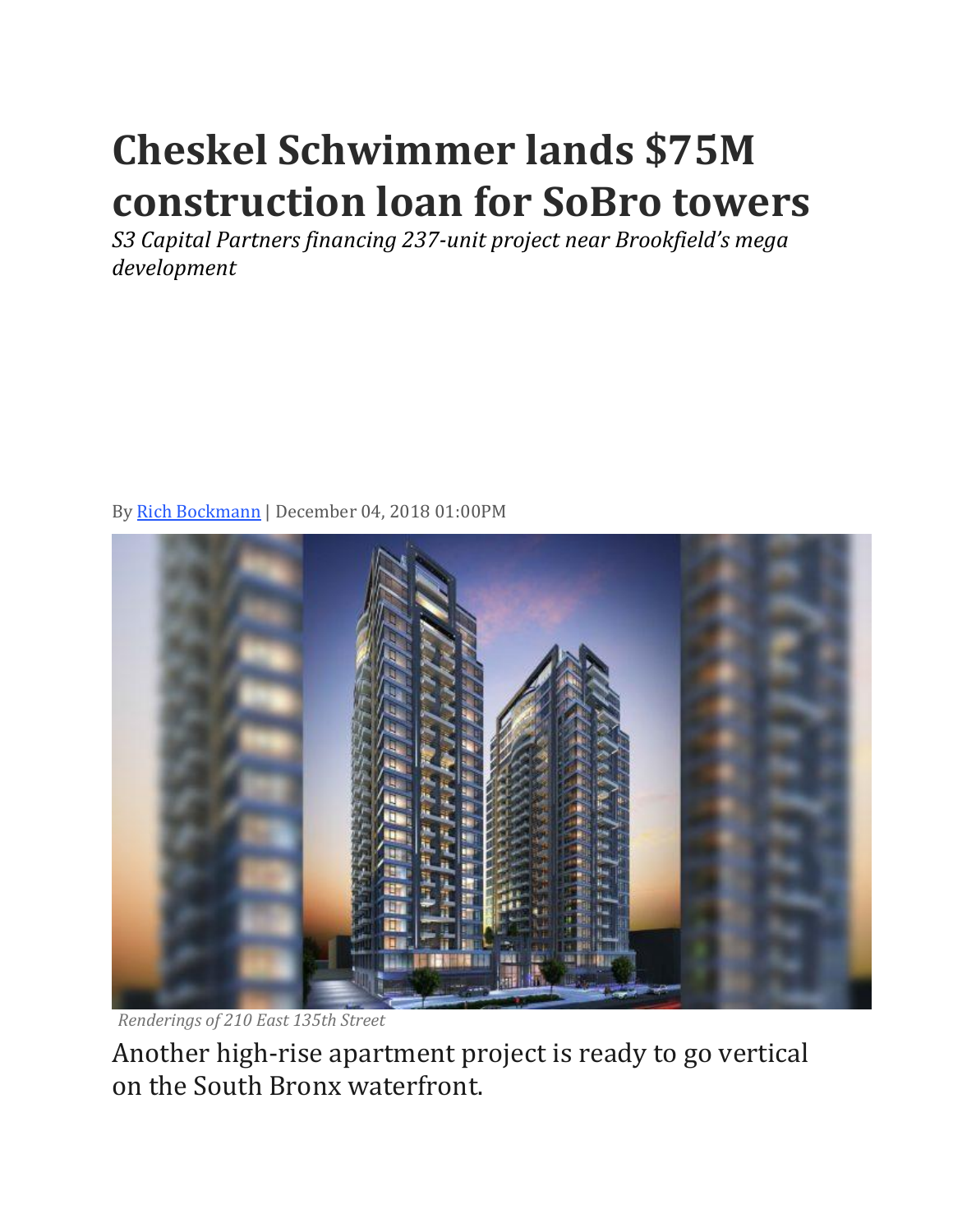# Cheskel Schwimmer lands $75M construction loan for SoBro towers

*S3 Capital Partners financing 237-unit project near Brookfield's mega development*

By [Rich Bockmann](#) | December 04, 2018 01:00PM

*Renderings of 210 East 135th Street*

Another high-rise apartment project is ready to go vertical on the South Bronx waterfront.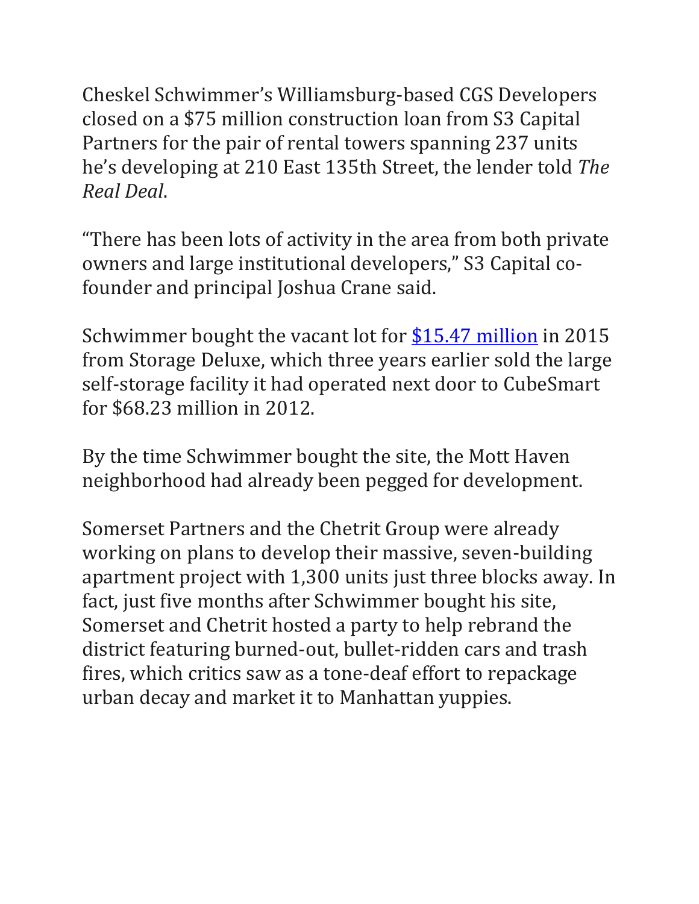Cheskel Schwimmer's Williamsburg-based CGS Developers closed on a $75 million construction loan from S3 Capital Partners for the pair of rental towers spanning 237 units he's developing at 210 East 135th Street, the lender told *The Real Deal*.

"There has been lots of activity in the area from both private owners and large institutional developers," S3 Capital co-founder and principal Joshua Crane said.

Schwimmer bought the vacant lot for [$15.47 million](#) in 2015 from Storage Deluxe, which three years earlier sold the large self-storage facility it had operated next door to CubeSmart for $68.23 million in 2012.

By the time Schwimmer bought the site, the Mott Haven neighborhood had already been pegged for development.

Somerset Partners and the Chetrit Group were already working on plans to develop their massive, seven-building apartment project with 1,300 units just three blocks away. In fact, just five months after Schwimmer bought his site, Somerset and Chetrit hosted a party to help rebrand the district featuring burned-out, bullet-ridden cars and trash fires, which critics saw as a tone-deaf effort to repackage urban decay and market it to Manhattan yuppies.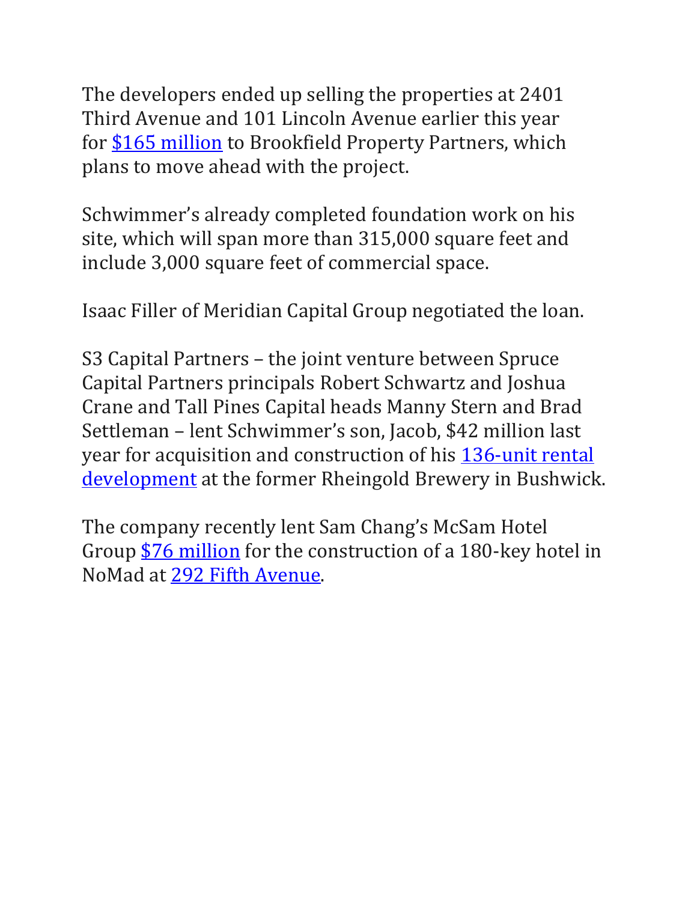The developers ended up selling the properties at 2401 Third Avenue and 101 Lincoln Avenue earlier this year for $165 million to Brookfield Property Partners, which plans to move ahead with the project.

Schwimmer's already completed foundation work on his site, which will span more than 315,000 square feet and include 3,000 square feet of commercial space.

Isaac Filler of Meridian Capital Group negotiated the loan.

S3 Capital Partners – the joint venture between Spruce Capital Partners principals Robert Schwartz and Joshua Crane and Tall Pines Capital heads Manny Stern and Brad Settleman – lent Schwimmer's son, Jacob, $42 million last year for acquisition and construction of his 136-unit rental development at the former Rheingold Brewery in Bushwick.

The company recently lent Sam Chang's McSam Hotel Group $76 million for the construction of a 180-key hotel in NoMad at 292 Fifth Avenue.